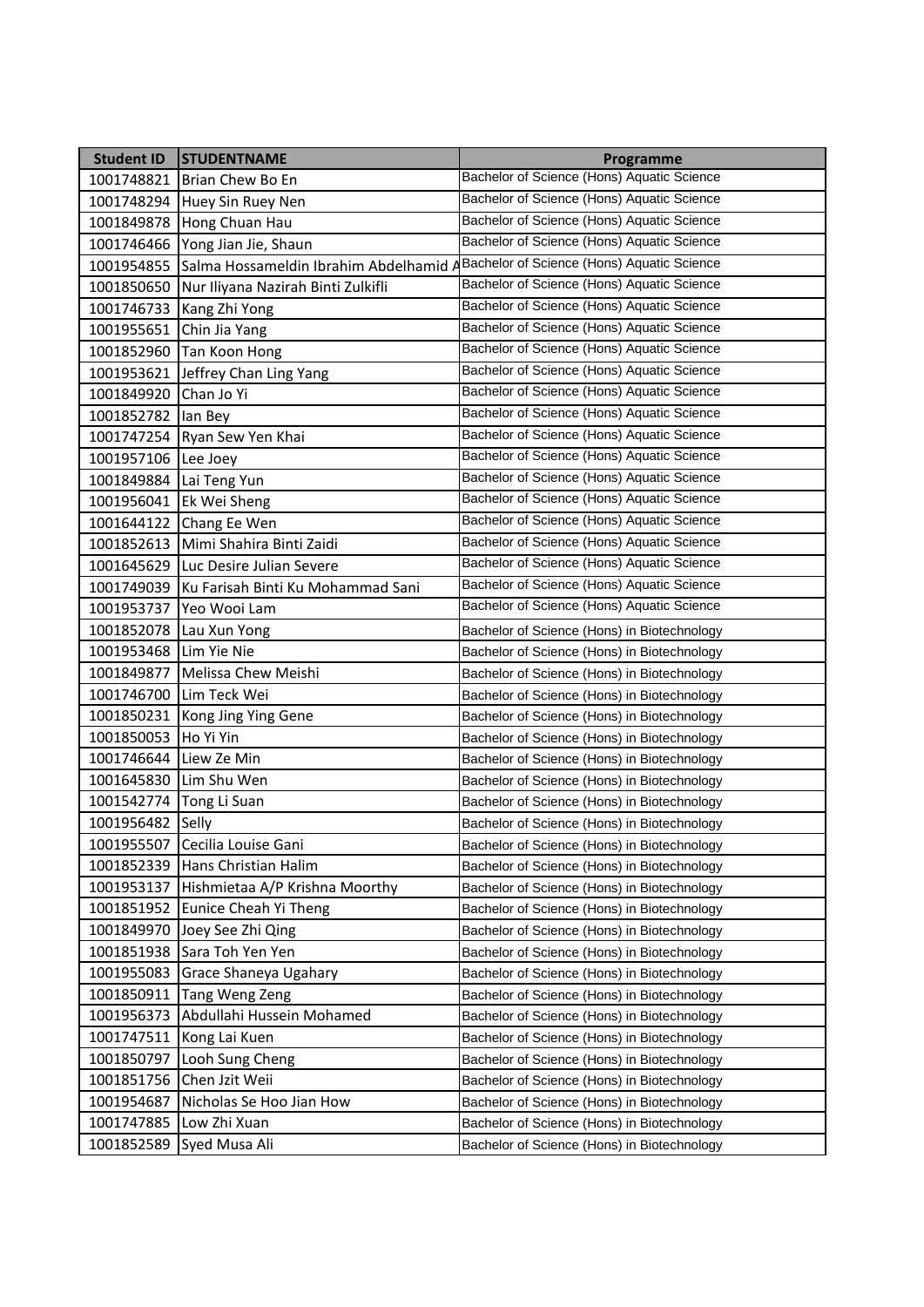| Student ID | STUDENTNAME | Programme |
|---|---|---|
| 1001748821 | Brian Chew Bo En | Bachelor of Science (Hons) Aquatic Science |
| 1001748294 | Huey Sin Ruey Nen | Bachelor of Science (Hons) Aquatic Science |
| 1001849878 | Hong Chuan Hau | Bachelor of Science (Hons) Aquatic Science |
| 1001746466 | Yong Jian Jie, Shaun | Bachelor of Science (Hons) Aquatic Science |
| 1001954855 | Salma Hossameldin Ibrahim Abdelhamid A | Bachelor of Science (Hons) Aquatic Science |
| 1001850650 | Nur Iliyana Nazirah Binti Zulkifli | Bachelor of Science (Hons) Aquatic Science |
| 1001746733 | Kang Zhi Yong | Bachelor of Science (Hons) Aquatic Science |
| 1001955651 | Chin Jia Yang | Bachelor of Science (Hons) Aquatic Science |
| 1001852960 | Tan Koon Hong | Bachelor of Science (Hons) Aquatic Science |
| 1001953621 | Jeffrey Chan Ling Yang | Bachelor of Science (Hons) Aquatic Science |
| 1001849920 | Chan Jo Yi | Bachelor of Science (Hons) Aquatic Science |
| 1001852782 | Ian Bey | Bachelor of Science (Hons) Aquatic Science |
| 1001747254 | Ryan Sew Yen Khai | Bachelor of Science (Hons) Aquatic Science |
| 1001957106 | Lee Joey | Bachelor of Science (Hons) Aquatic Science |
| 1001849884 | Lai Teng Yun | Bachelor of Science (Hons) Aquatic Science |
| 1001956041 | Ek Wei Sheng | Bachelor of Science (Hons) Aquatic Science |
| 1001644122 | Chang Ee Wen | Bachelor of Science (Hons) Aquatic Science |
| 1001852613 | Mimi Shahira Binti Zaidi | Bachelor of Science (Hons) Aquatic Science |
| 1001645629 | Luc Desire Julian Severe | Bachelor of Science (Hons) Aquatic Science |
| 1001749039 | Ku Farisah Binti Ku Mohammad Sani | Bachelor of Science (Hons) Aquatic Science |
| 1001953737 | Yeo Wooi Lam | Bachelor of Science (Hons) Aquatic Science |
| 1001852078 | Lau Xun Yong | Bachelor of Science (Hons) in Biotechnology |
| 1001953468 | Lim Yie Nie | Bachelor of Science (Hons) in Biotechnology |
| 1001849877 | Melissa Chew Meishi | Bachelor of Science (Hons) in Biotechnology |
| 1001746700 | Lim Teck Wei | Bachelor of Science (Hons) in Biotechnology |
| 1001850231 | Kong Jing Ying Gene | Bachelor of Science (Hons) in Biotechnology |
| 1001850053 | Ho Yi Yin | Bachelor of Science (Hons) in Biotechnology |
| 1001746644 | Liew Ze Min | Bachelor of Science (Hons) in Biotechnology |
| 1001645830 | Lim Shu Wen | Bachelor of Science (Hons) in Biotechnology |
| 1001542774 | Tong Li Suan | Bachelor of Science (Hons) in Biotechnology |
| 1001956482 | Selly | Bachelor of Science (Hons) in Biotechnology |
| 1001955507 | Cecilia Louise Gani | Bachelor of Science (Hons) in Biotechnology |
| 1001852339 | Hans Christian Halim | Bachelor of Science (Hons) in Biotechnology |
| 1001953137 | Hishmietaa A/P Krishna Moorthy | Bachelor of Science (Hons) in Biotechnology |
| 1001851952 | Eunice Cheah Yi Theng | Bachelor of Science (Hons) in Biotechnology |
| 1001849970 | Joey See Zhi Qing | Bachelor of Science (Hons) in Biotechnology |
| 1001851938 | Sara Toh Yen Yen | Bachelor of Science (Hons) in Biotechnology |
| 1001955083 | Grace Shaneya Ugahary | Bachelor of Science (Hons) in Biotechnology |
| 1001850911 | Tang Weng Zeng | Bachelor of Science (Hons) in Biotechnology |
| 1001956373 | Abdullahi Hussein Mohamed | Bachelor of Science (Hons) in Biotechnology |
| 1001747511 | Kong Lai Kuen | Bachelor of Science (Hons) in Biotechnology |
| 1001850797 | Looh Sung Cheng | Bachelor of Science (Hons) in Biotechnology |
| 1001851756 | Chen Jzit Weii | Bachelor of Science (Hons) in Biotechnology |
| 1001954687 | Nicholas Se Hoo Jian How | Bachelor of Science (Hons) in Biotechnology |
| 1001747885 | Low Zhi Xuan | Bachelor of Science (Hons) in Biotechnology |
| 1001852589 | Syed Musa Ali | Bachelor of Science (Hons) in Biotechnology |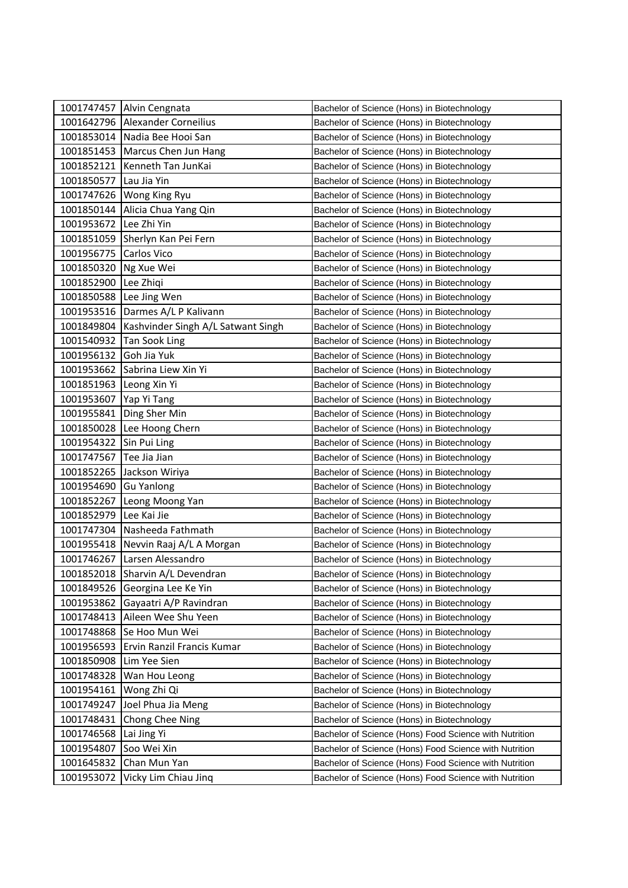| | | |
|---|---|---|
| 1001747457 | Alvin Cengnata | Bachelor of Science (Hons) in Biotechnology |
| 1001642796 | Alexander Corneilius | Bachelor of Science (Hons) in Biotechnology |
| 1001853014 | Nadia Bee Hooi San | Bachelor of Science (Hons) in Biotechnology |
| 1001851453 | Marcus Chen Jun Hang | Bachelor of Science (Hons) in Biotechnology |
| 1001852121 | Kenneth Tan JunKai | Bachelor of Science (Hons) in Biotechnology |
| 1001850577 | Lau Jia Yin | Bachelor of Science (Hons) in Biotechnology |
| 1001747626 | Wong King Ryu | Bachelor of Science (Hons) in Biotechnology |
| 1001850144 | Alicia Chua Yang Qin | Bachelor of Science (Hons) in Biotechnology |
| 1001953672 | Lee Zhi Yin | Bachelor of Science (Hons) in Biotechnology |
| 1001851059 | Sherlyn Kan Pei Fern | Bachelor of Science (Hons) in Biotechnology |
| 1001956775 | Carlos Vico | Bachelor of Science (Hons) in Biotechnology |
| 1001850320 | Ng Xue Wei | Bachelor of Science (Hons) in Biotechnology |
| 1001852900 | Lee Zhiqi | Bachelor of Science (Hons) in Biotechnology |
| 1001850588 | Lee Jing Wen | Bachelor of Science (Hons) in Biotechnology |
| 1001953516 | Darmes A/L P Kalivann | Bachelor of Science (Hons) in Biotechnology |
| 1001849804 | Kashvinder Singh A/L Satwant Singh | Bachelor of Science (Hons) in Biotechnology |
| 1001540932 | Tan Sook Ling | Bachelor of Science (Hons) in Biotechnology |
| 1001956132 | Goh Jia Yuk | Bachelor of Science (Hons) in Biotechnology |
| 1001953662 | Sabrina Liew Xin Yi | Bachelor of Science (Hons) in Biotechnology |
| 1001851963 | Leong Xin Yi | Bachelor of Science (Hons) in Biotechnology |
| 1001953607 | Yap Yi Tang | Bachelor of Science (Hons) in Biotechnology |
| 1001955841 | Ding Sher Min | Bachelor of Science (Hons) in Biotechnology |
| 1001850028 | Lee Hoong Chern | Bachelor of Science (Hons) in Biotechnology |
| 1001954322 | Sin Pui Ling | Bachelor of Science (Hons) in Biotechnology |
| 1001747567 | Tee Jia Jian | Bachelor of Science (Hons) in Biotechnology |
| 1001852265 | Jackson Wiriya | Bachelor of Science (Hons) in Biotechnology |
| 1001954690 | Gu Yanlong | Bachelor of Science (Hons) in Biotechnology |
| 1001852267 | Leong Moong Yan | Bachelor of Science (Hons) in Biotechnology |
| 1001852979 | Lee Kai Jie | Bachelor of Science (Hons) in Biotechnology |
| 1001747304 | Nasheeda Fathmath | Bachelor of Science (Hons) in Biotechnology |
| 1001955418 | Nevvin Raaj A/L A Morgan | Bachelor of Science (Hons) in Biotechnology |
| 1001746267 | Larsen Alessandro | Bachelor of Science (Hons) in Biotechnology |
| 1001852018 | Sharvin A/L Devendran | Bachelor of Science (Hons) in Biotechnology |
| 1001849526 | Georgina Lee Ke Yin | Bachelor of Science (Hons) in Biotechnology |
| 1001953862 | Gayaatri A/P Ravindran | Bachelor of Science (Hons) in Biotechnology |
| 1001748413 | Aileen Wee Shu Yeen | Bachelor of Science (Hons) in Biotechnology |
| 1001748868 | Se Hoo Mun Wei | Bachelor of Science (Hons) in Biotechnology |
| 1001956593 | Ervin Ranzil Francis Kumar | Bachelor of Science (Hons) in Biotechnology |
| 1001850908 | Lim Yee Sien | Bachelor of Science (Hons) in Biotechnology |
| 1001748328 | Wan Hou Leong | Bachelor of Science (Hons) in Biotechnology |
| 1001954161 | Wong Zhi Qi | Bachelor of Science (Hons) in Biotechnology |
| 1001749247 | Joel Phua Jia Meng | Bachelor of Science (Hons) in Biotechnology |
| 1001748431 | Chong Chee Ning | Bachelor of Science (Hons) in Biotechnology |
| 1001746568 | Lai Jing Yi | Bachelor of Science (Hons) Food Science with Nutrition |
| 1001954807 | Soo Wei Xin | Bachelor of Science (Hons) Food Science with Nutrition |
| 1001645832 | Chan Mun Yan | Bachelor of Science (Hons) Food Science with Nutrition |
| 1001953072 | Vicky Lim Chiau Jinq | Bachelor of Science (Hons) Food Science with Nutrition |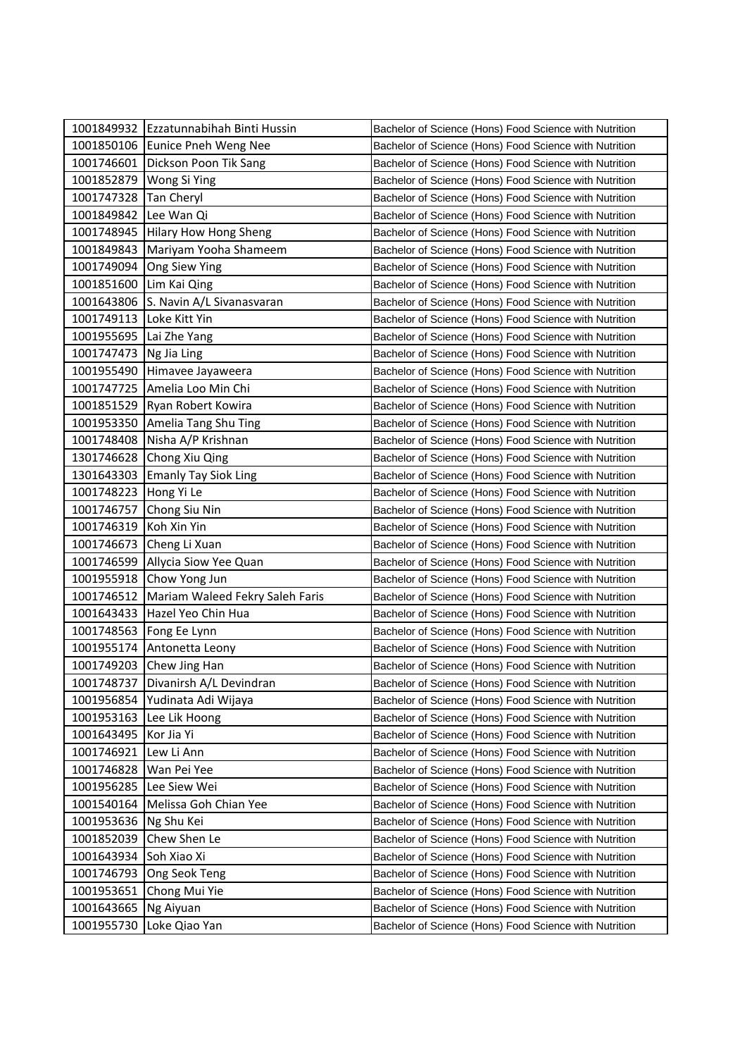| | | |
|---|---|---|
| 1001849932 | Ezzatunnabihah Binti Hussin | Bachelor of Science (Hons) Food Science with Nutrition |
| 1001850106 | Eunice Pneh Weng Nee | Bachelor of Science (Hons) Food Science with Nutrition |
| 1001746601 | Dickson Poon Tik Sang | Bachelor of Science (Hons) Food Science with Nutrition |
| 1001852879 | Wong Si Ying | Bachelor of Science (Hons) Food Science with Nutrition |
| 1001747328 | Tan Cheryl | Bachelor of Science (Hons) Food Science with Nutrition |
| 1001849842 | Lee Wan Qi | Bachelor of Science (Hons) Food Science with Nutrition |
| 1001748945 | Hilary How Hong Sheng | Bachelor of Science (Hons) Food Science with Nutrition |
| 1001849843 | Mariyam Yooha Shameem | Bachelor of Science (Hons) Food Science with Nutrition |
| 1001749094 | Ong Siew Ying | Bachelor of Science (Hons) Food Science with Nutrition |
| 1001851600 | Lim Kai Qing | Bachelor of Science (Hons) Food Science with Nutrition |
| 1001643806 | S. Navin A/L Sivanasvaran | Bachelor of Science (Hons) Food Science with Nutrition |
| 1001749113 | Loke Kitt Yin | Bachelor of Science (Hons) Food Science with Nutrition |
| 1001955695 | Lai Zhe Yang | Bachelor of Science (Hons) Food Science with Nutrition |
| 1001747473 | Ng Jia Ling | Bachelor of Science (Hons) Food Science with Nutrition |
| 1001955490 | Himavee Jayaweera | Bachelor of Science (Hons) Food Science with Nutrition |
| 1001747725 | Amelia Loo Min Chi | Bachelor of Science (Hons) Food Science with Nutrition |
| 1001851529 | Ryan Robert Kowira | Bachelor of Science (Hons) Food Science with Nutrition |
| 1001953350 | Amelia Tang Shu Ting | Bachelor of Science (Hons) Food Science with Nutrition |
| 1001748408 | Nisha A/P Krishnan | Bachelor of Science (Hons) Food Science with Nutrition |
| 1301746628 | Chong Xiu Qing | Bachelor of Science (Hons) Food Science with Nutrition |
| 1301643303 | Emanly Tay Siok Ling | Bachelor of Science (Hons) Food Science with Nutrition |
| 1001748223 | Hong Yi Le | Bachelor of Science (Hons) Food Science with Nutrition |
| 1001746757 | Chong Siu Nin | Bachelor of Science (Hons) Food Science with Nutrition |
| 1001746319 | Koh Xin Yin | Bachelor of Science (Hons) Food Science with Nutrition |
| 1001746673 | Cheng Li Xuan | Bachelor of Science (Hons) Food Science with Nutrition |
| 1001746599 | Allycia Siow Yee Quan | Bachelor of Science (Hons) Food Science with Nutrition |
| 1001955918 | Chow Yong Jun | Bachelor of Science (Hons) Food Science with Nutrition |
| 1001746512 | Mariam Waleed Fekry Saleh Faris | Bachelor of Science (Hons) Food Science with Nutrition |
| 1001643433 | Hazel Yeo Chin Hua | Bachelor of Science (Hons) Food Science with Nutrition |
| 1001748563 | Fong Ee Lynn | Bachelor of Science (Hons) Food Science with Nutrition |
| 1001955174 | Antonetta Leony | Bachelor of Science (Hons) Food Science with Nutrition |
| 1001749203 | Chew Jing Han | Bachelor of Science (Hons) Food Science with Nutrition |
| 1001748737 | Divanirsh A/L Devindran | Bachelor of Science (Hons) Food Science with Nutrition |
| 1001956854 | Yudinata Adi Wijaya | Bachelor of Science (Hons) Food Science with Nutrition |
| 1001953163 | Lee Lik Hoong | Bachelor of Science (Hons) Food Science with Nutrition |
| 1001643495 | Kor Jia Yi | Bachelor of Science (Hons) Food Science with Nutrition |
| 1001746921 | Lew Li Ann | Bachelor of Science (Hons) Food Science with Nutrition |
| 1001746828 | Wan Pei Yee | Bachelor of Science (Hons) Food Science with Nutrition |
| 1001956285 | Lee Siew Wei | Bachelor of Science (Hons) Food Science with Nutrition |
| 1001540164 | Melissa Goh Chian Yee | Bachelor of Science (Hons) Food Science with Nutrition |
| 1001953636 | Ng Shu Kei | Bachelor of Science (Hons) Food Science with Nutrition |
| 1001852039 | Chew Shen Le | Bachelor of Science (Hons) Food Science with Nutrition |
| 1001643934 | Soh Xiao Xi | Bachelor of Science (Hons) Food Science with Nutrition |
| 1001746793 | Ong Seok Teng | Bachelor of Science (Hons) Food Science with Nutrition |
| 1001953651 | Chong Mui Yie | Bachelor of Science (Hons) Food Science with Nutrition |
| 1001643665 | Ng Aiyuan | Bachelor of Science (Hons) Food Science with Nutrition |
| 1001955730 | Loke Qiao Yan | Bachelor of Science (Hons) Food Science with Nutrition |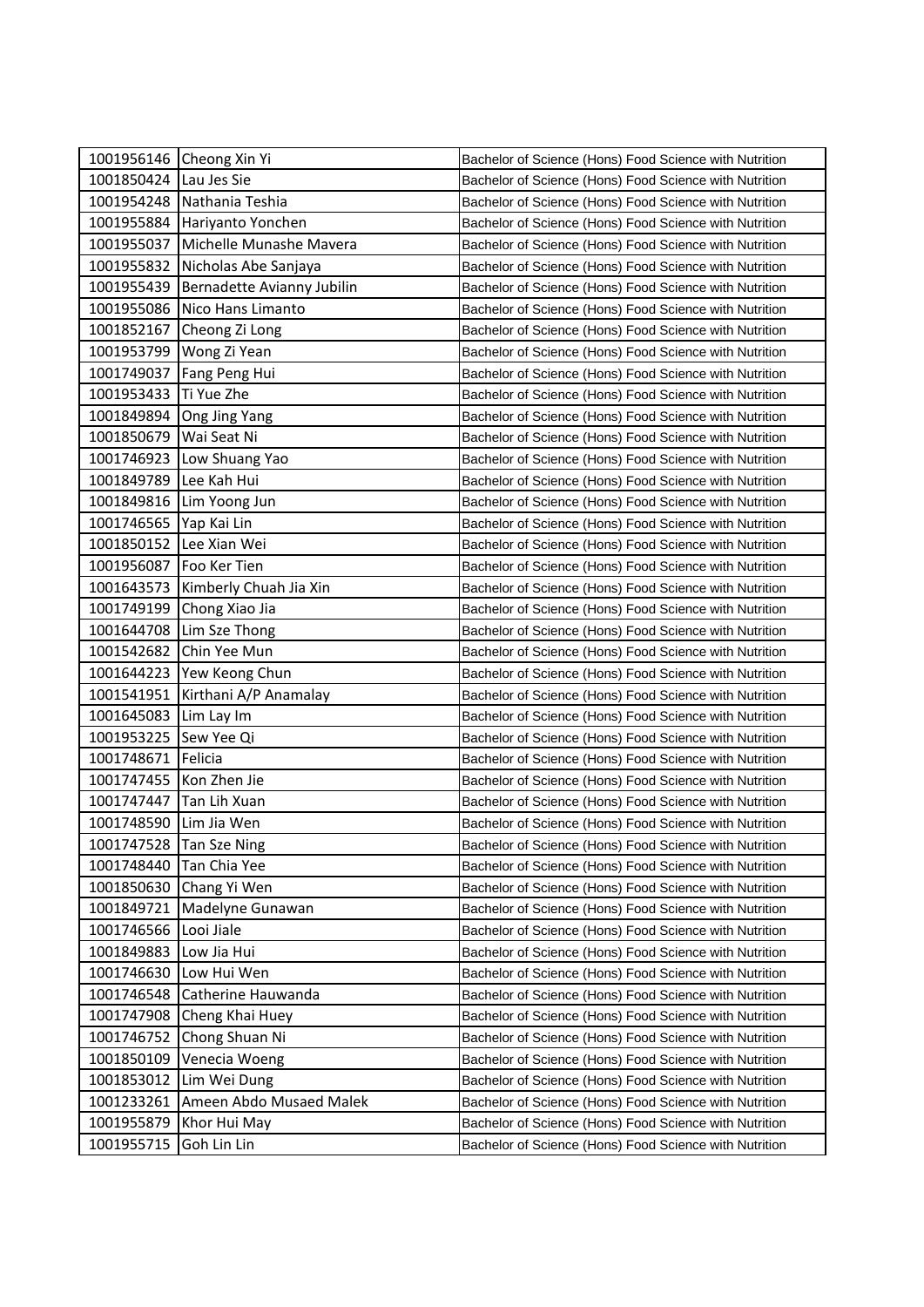| | | |
|---|---|---|
| 1001956146 | Cheong Xin Yi | Bachelor of Science (Hons) Food Science with Nutrition |
| 1001850424 | Lau Jes Sie | Bachelor of Science (Hons) Food Science with Nutrition |
| 1001954248 | Nathania Teshia | Bachelor of Science (Hons) Food Science with Nutrition |
| 1001955884 | Hariyanto Yonchen | Bachelor of Science (Hons) Food Science with Nutrition |
| 1001955037 | Michelle Munashe Mavera | Bachelor of Science (Hons) Food Science with Nutrition |
| 1001955832 | Nicholas Abe Sanjaya | Bachelor of Science (Hons) Food Science with Nutrition |
| 1001955439 | Bernadette Avianny Jubilin | Bachelor of Science (Hons) Food Science with Nutrition |
| 1001955086 | Nico Hans Limanto | Bachelor of Science (Hons) Food Science with Nutrition |
| 1001852167 | Cheong Zi Long | Bachelor of Science (Hons) Food Science with Nutrition |
| 1001953799 | Wong Zi Yean | Bachelor of Science (Hons) Food Science with Nutrition |
| 1001749037 | Fang Peng Hui | Bachelor of Science (Hons) Food Science with Nutrition |
| 1001953433 | Ti Yue Zhe | Bachelor of Science (Hons) Food Science with Nutrition |
| 1001849894 | Ong Jing Yang | Bachelor of Science (Hons) Food Science with Nutrition |
| 1001850679 | Wai Seat Ni | Bachelor of Science (Hons) Food Science with Nutrition |
| 1001746923 | Low Shuang Yao | Bachelor of Science (Hons) Food Science with Nutrition |
| 1001849789 | Lee Kah Hui | Bachelor of Science (Hons) Food Science with Nutrition |
| 1001849816 | Lim Yoong Jun | Bachelor of Science (Hons) Food Science with Nutrition |
| 1001746565 | Yap Kai Lin | Bachelor of Science (Hons) Food Science with Nutrition |
| 1001850152 | Lee Xian Wei | Bachelor of Science (Hons) Food Science with Nutrition |
| 1001956087 | Foo Ker Tien | Bachelor of Science (Hons) Food Science with Nutrition |
| 1001643573 | Kimberly Chuah Jia Xin | Bachelor of Science (Hons) Food Science with Nutrition |
| 1001749199 | Chong Xiao Jia | Bachelor of Science (Hons) Food Science with Nutrition |
| 1001644708 | Lim Sze Thong | Bachelor of Science (Hons) Food Science with Nutrition |
| 1001542682 | Chin Yee Mun | Bachelor of Science (Hons) Food Science with Nutrition |
| 1001644223 | Yew Keong Chun | Bachelor of Science (Hons) Food Science with Nutrition |
| 1001541951 | Kirthani A/P Anamalay | Bachelor of Science (Hons) Food Science with Nutrition |
| 1001645083 | Lim Lay Im | Bachelor of Science (Hons) Food Science with Nutrition |
| 1001953225 | Sew Yee Qi | Bachelor of Science (Hons) Food Science with Nutrition |
| 1001748671 | Felicia | Bachelor of Science (Hons) Food Science with Nutrition |
| 1001747455 | Kon Zhen Jie | Bachelor of Science (Hons) Food Science with Nutrition |
| 1001747447 | Tan Lih Xuan | Bachelor of Science (Hons) Food Science with Nutrition |
| 1001748590 | Lim Jia Wen | Bachelor of Science (Hons) Food Science with Nutrition |
| 1001747528 | Tan Sze Ning | Bachelor of Science (Hons) Food Science with Nutrition |
| 1001748440 | Tan Chia Yee | Bachelor of Science (Hons) Food Science with Nutrition |
| 1001850630 | Chang Yi Wen | Bachelor of Science (Hons) Food Science with Nutrition |
| 1001849721 | Madelyne Gunawan | Bachelor of Science (Hons) Food Science with Nutrition |
| 1001746566 | Looi Jiale | Bachelor of Science (Hons) Food Science with Nutrition |
| 1001849883 | Low Jia Hui | Bachelor of Science (Hons) Food Science with Nutrition |
| 1001746630 | Low Hui Wen | Bachelor of Science (Hons) Food Science with Nutrition |
| 1001746548 | Catherine Hauwanda | Bachelor of Science (Hons) Food Science with Nutrition |
| 1001747908 | Cheng Khai Huey | Bachelor of Science (Hons) Food Science with Nutrition |
| 1001746752 | Chong Shuan Ni | Bachelor of Science (Hons) Food Science with Nutrition |
| 1001850109 | Venecia Woeng | Bachelor of Science (Hons) Food Science with Nutrition |
| 1001853012 | Lim Wei Dung | Bachelor of Science (Hons) Food Science with Nutrition |
| 1001233261 | Ameen Abdo Musaed Malek | Bachelor of Science (Hons) Food Science with Nutrition |
| 1001955879 | Khor Hui May | Bachelor of Science (Hons) Food Science with Nutrition |
| 1001955715 | Goh Lin Lin | Bachelor of Science (Hons) Food Science with Nutrition |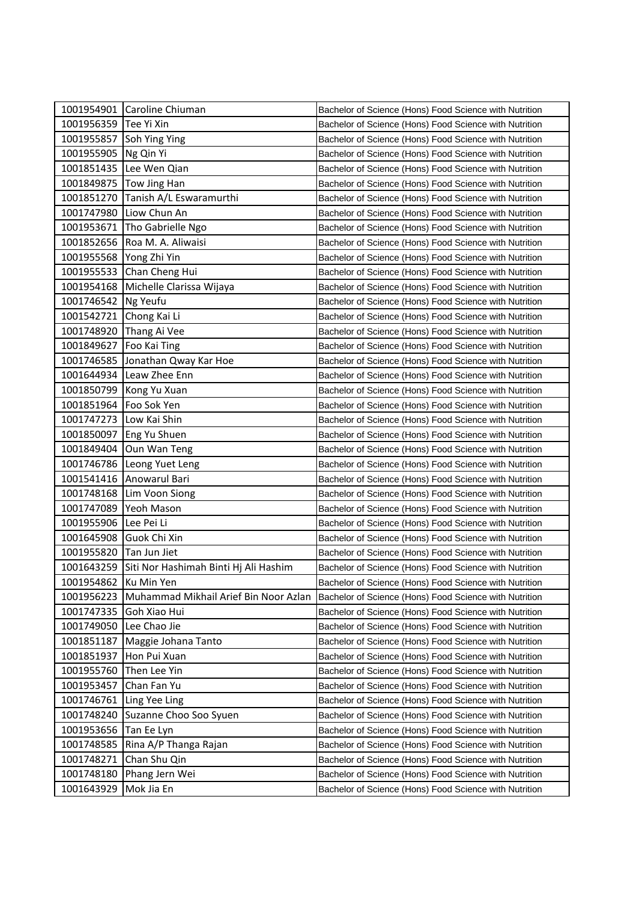| 1001954901 | Caroline Chiuman | Bachelor of Science (Hons) Food Science with Nutrition |
|---|---|---|
| 1001956359 | Tee Yi Xin | Bachelor of Science (Hons) Food Science with Nutrition |
| 1001955857 | Soh Ying Ying | Bachelor of Science (Hons) Food Science with Nutrition |
| 1001955905 | Ng Qin Yi | Bachelor of Science (Hons) Food Science with Nutrition |
| 1001851435 | Lee Wen Qian | Bachelor of Science (Hons) Food Science with Nutrition |
| 1001849875 | Tow Jing Han | Bachelor of Science (Hons) Food Science with Nutrition |
| 1001851270 | Tanish A/L Eswaramurthi | Bachelor of Science (Hons) Food Science with Nutrition |
| 1001747980 | Liow Chun An | Bachelor of Science (Hons) Food Science with Nutrition |
| 1001953671 | Tho Gabrielle Ngo | Bachelor of Science (Hons) Food Science with Nutrition |
| 1001852656 | Roa M. A. Aliwaisi | Bachelor of Science (Hons) Food Science with Nutrition |
| 1001955568 | Yong Zhi Yin | Bachelor of Science (Hons) Food Science with Nutrition |
| 1001955533 | Chan Cheng Hui | Bachelor of Science (Hons) Food Science with Nutrition |
| 1001954168 | Michelle Clarissa Wijaya | Bachelor of Science (Hons) Food Science with Nutrition |
| 1001746542 | Ng Yeufu | Bachelor of Science (Hons) Food Science with Nutrition |
| 1001542721 | Chong Kai Li | Bachelor of Science (Hons) Food Science with Nutrition |
| 1001748920 | Thang Ai Vee | Bachelor of Science (Hons) Food Science with Nutrition |
| 1001849627 | Foo Kai Ting | Bachelor of Science (Hons) Food Science with Nutrition |
| 1001746585 | Jonathan Qway Kar Hoe | Bachelor of Science (Hons) Food Science with Nutrition |
| 1001644934 | Leaw Zhee Enn | Bachelor of Science (Hons) Food Science with Nutrition |
| 1001850799 | Kong Yu Xuan | Bachelor of Science (Hons) Food Science with Nutrition |
| 1001851964 | Foo Sok Yen | Bachelor of Science (Hons) Food Science with Nutrition |
| 1001747273 | Low Kai Shin | Bachelor of Science (Hons) Food Science with Nutrition |
| 1001850097 | Eng Yu Shuen | Bachelor of Science (Hons) Food Science with Nutrition |
| 1001849404 | Oun Wan Teng | Bachelor of Science (Hons) Food Science with Nutrition |
| 1001746786 | Leong Yuet Leng | Bachelor of Science (Hons) Food Science with Nutrition |
| 1001541416 | Anowarul Bari | Bachelor of Science (Hons) Food Science with Nutrition |
| 1001748168 | Lim Voon Siong | Bachelor of Science (Hons) Food Science with Nutrition |
| 1001747089 | Yeoh Mason | Bachelor of Science (Hons) Food Science with Nutrition |
| 1001955906 | Lee Pei Li | Bachelor of Science (Hons) Food Science with Nutrition |
| 1001645908 | Guok Chi Xin | Bachelor of Science (Hons) Food Science with Nutrition |
| 1001955820 | Tan Jun Jiet | Bachelor of Science (Hons) Food Science with Nutrition |
| 1001643259 | Siti Nor Hashimah Binti Hj Ali Hashim | Bachelor of Science (Hons) Food Science with Nutrition |
| 1001954862 | Ku Min Yen | Bachelor of Science (Hons) Food Science with Nutrition |
| 1001956223 | Muhammad Mikhail Arief Bin Noor Azlan | Bachelor of Science (Hons) Food Science with Nutrition |
| 1001747335 | Goh Xiao Hui | Bachelor of Science (Hons) Food Science with Nutrition |
| 1001749050 | Lee Chao Jie | Bachelor of Science (Hons) Food Science with Nutrition |
| 1001851187 | Maggie Johana Tanto | Bachelor of Science (Hons) Food Science with Nutrition |
| 1001851937 | Hon Pui Xuan | Bachelor of Science (Hons) Food Science with Nutrition |
| 1001955760 | Then Lee Yin | Bachelor of Science (Hons) Food Science with Nutrition |
| 1001953457 | Chan Fan Yu | Bachelor of Science (Hons) Food Science with Nutrition |
| 1001746761 | Ling Yee Ling | Bachelor of Science (Hons) Food Science with Nutrition |
| 1001748240 | Suzanne Choo Soo Syuen | Bachelor of Science (Hons) Food Science with Nutrition |
| 1001953656 | Tan Ee Lyn | Bachelor of Science (Hons) Food Science with Nutrition |
| 1001748585 | Rina A/P Thanga Rajan | Bachelor of Science (Hons) Food Science with Nutrition |
| 1001748271 | Chan Shu Qin | Bachelor of Science (Hons) Food Science with Nutrition |
| 1001748180 | Phang Jern Wei | Bachelor of Science (Hons) Food Science with Nutrition |
| 1001643929 | Mok Jia En | Bachelor of Science (Hons) Food Science with Nutrition |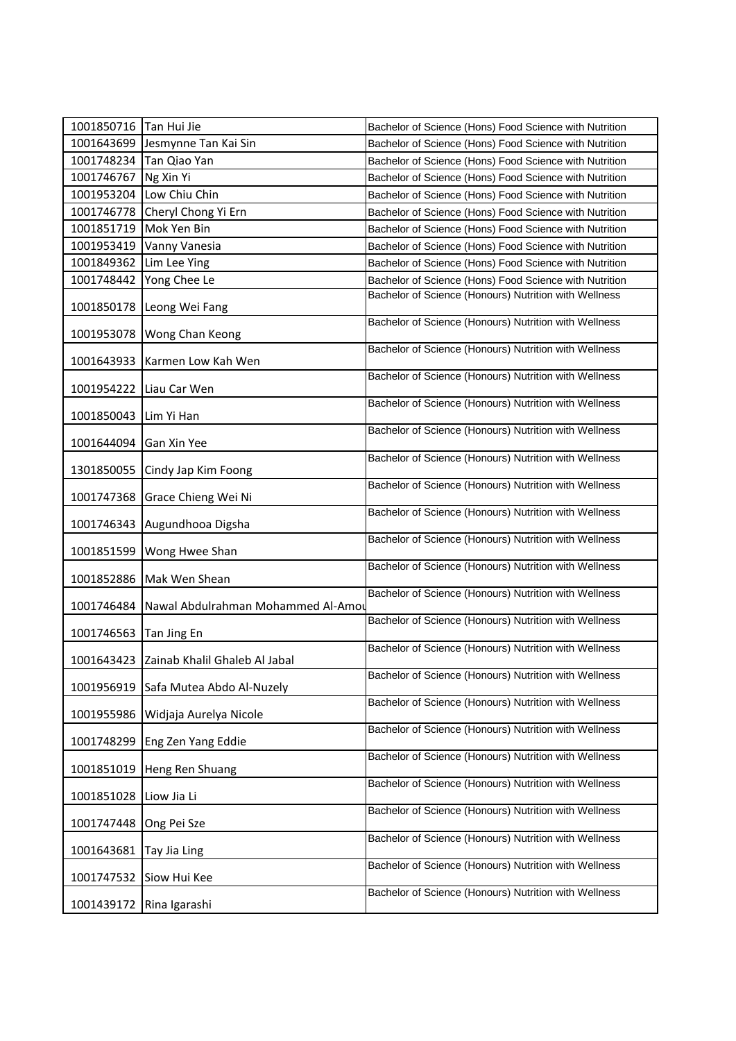| | | |
|---|---|---|
| 1001850716 | Tan Hui Jie | Bachelor of Science (Hons) Food Science with Nutrition |
| 1001643699 | Jesmynne Tan Kai Sin | Bachelor of Science (Hons) Food Science with Nutrition |
| 1001748234 | Tan Qiao Yan | Bachelor of Science (Hons) Food Science with Nutrition |
| 1001746767 | Ng Xin Yi | Bachelor of Science (Hons) Food Science with Nutrition |
| 1001953204 | Low Chiu Chin | Bachelor of Science (Hons) Food Science with Nutrition |
| 1001746778 | Cheryl Chong Yi Ern | Bachelor of Science (Hons) Food Science with Nutrition |
| 1001851719 | Mok Yen Bin | Bachelor of Science (Hons) Food Science with Nutrition |
| 1001953419 | Vanny Vanesia | Bachelor of Science (Hons) Food Science with Nutrition |
| 1001849362 | Lim Lee Ying | Bachelor of Science (Hons) Food Science with Nutrition |
| 1001748442 | Yong Chee Le | Bachelor of Science (Hons) Food Science with Nutrition |
| 1001850178 | Leong Wei Fang | Bachelor of Science (Honours) Nutrition with Wellness |
| 1001953078 | Wong Chan Keong | Bachelor of Science (Honours) Nutrition with Wellness |
| 1001643933 | Karmen Low Kah Wen | Bachelor of Science (Honours) Nutrition with Wellness |
| 1001954222 | Liau Car Wen | Bachelor of Science (Honours) Nutrition with Wellness |
| 1001850043 | Lim Yi Han | Bachelor of Science (Honours) Nutrition with Wellness |
| 1001644094 | Gan Xin Yee | Bachelor of Science (Honours) Nutrition with Wellness |
| 1301850055 | Cindy Jap Kim Foong | Bachelor of Science (Honours) Nutrition with Wellness |
| 1001747368 | Grace Chieng Wei Ni | Bachelor of Science (Honours) Nutrition with Wellness |
| 1001746343 | Augundhooa Digsha | Bachelor of Science (Honours) Nutrition with Wellness |
| 1001851599 | Wong Hwee Shan | Bachelor of Science (Honours) Nutrition with Wellness |
| 1001852886 | Mak Wen Shean | Bachelor of Science (Honours) Nutrition with Wellness |
| 1001746484 | Nawal Abdulrahman Mohammed Al-Amou | Bachelor of Science (Honours) Nutrition with Wellness |
| 1001746563 | Tan Jing En | Bachelor of Science (Honours) Nutrition with Wellness |
| 1001643423 | Zainab Khalil Ghaleb Al Jabal | Bachelor of Science (Honours) Nutrition with Wellness |
| 1001956919 | Safa Mutea Abdo Al-Nuzely | Bachelor of Science (Honours) Nutrition with Wellness |
| 1001955986 | Widjaja Aurelya Nicole | Bachelor of Science (Honours) Nutrition with Wellness |
| 1001748299 | Eng Zen Yang Eddie | Bachelor of Science (Honours) Nutrition with Wellness |
| 1001851019 | Heng Ren Shuang | Bachelor of Science (Honours) Nutrition with Wellness |
| 1001851028 | Liow Jia Li | Bachelor of Science (Honours) Nutrition with Wellness |
| 1001747448 | Ong Pei Sze | Bachelor of Science (Honours) Nutrition with Wellness |
| 1001643681 | Tay Jia Ling | Bachelor of Science (Honours) Nutrition with Wellness |
| 1001747532 | Siow Hui Kee | Bachelor of Science (Honours) Nutrition with Wellness |
| 1001439172 | Rina Igarashi | Bachelor of Science (Honours) Nutrition with Wellness |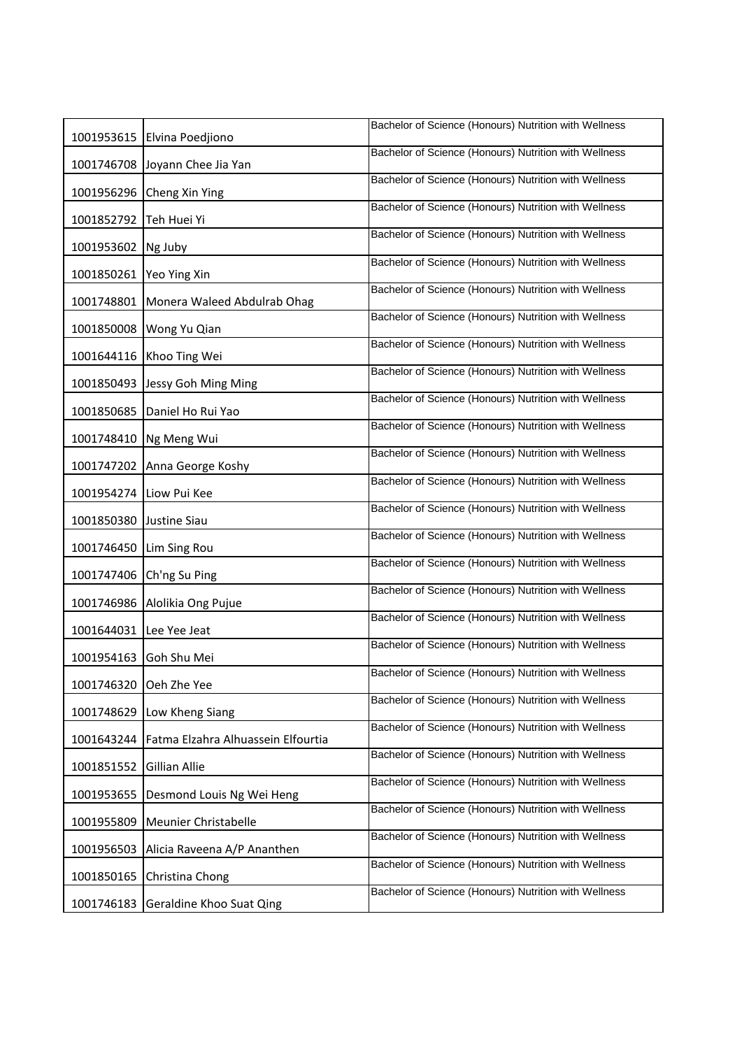| | | |
|---|---|---|
| 1001953615 | Elvina Poedjiono | Bachelor of Science (Honours) Nutrition with Wellness |
| 1001746708 | Joyann Chee Jia Yan | Bachelor of Science (Honours) Nutrition with Wellness |
| 1001956296 | Cheng Xin Ying | Bachelor of Science (Honours) Nutrition with Wellness |
| 1001852792 | Teh Huei Yi | Bachelor of Science (Honours) Nutrition with Wellness |
| 1001953602 | Ng Juby | Bachelor of Science (Honours) Nutrition with Wellness |
| 1001850261 | Yeo Ying Xin | Bachelor of Science (Honours) Nutrition with Wellness |
| 1001748801 | Monera Waleed Abdulrab Ohag | Bachelor of Science (Honours) Nutrition with Wellness |
| 1001850008 | Wong Yu Qian | Bachelor of Science (Honours) Nutrition with Wellness |
| 1001644116 | Khoo Ting Wei | Bachelor of Science (Honours) Nutrition with Wellness |
| 1001850493 | Jessy Goh Ming Ming | Bachelor of Science (Honours) Nutrition with Wellness |
| 1001850685 | Daniel Ho Rui Yao | Bachelor of Science (Honours) Nutrition with Wellness |
| 1001748410 | Ng Meng Wui | Bachelor of Science (Honours) Nutrition with Wellness |
| 1001747202 | Anna George Koshy | Bachelor of Science (Honours) Nutrition with Wellness |
| 1001954274 | Liow Pui Kee | Bachelor of Science (Honours) Nutrition with Wellness |
| 1001850380 | Justine Siau | Bachelor of Science (Honours) Nutrition with Wellness |
| 1001746450 | Lim Sing Rou | Bachelor of Science (Honours) Nutrition with Wellness |
| 1001747406 | Ch'ng Su Ping | Bachelor of Science (Honours) Nutrition with Wellness |
| 1001746986 | Alolikia Ong Pujue | Bachelor of Science (Honours) Nutrition with Wellness |
| 1001644031 | Lee Yee Jeat | Bachelor of Science (Honours) Nutrition with Wellness |
| 1001954163 | Goh Shu Mei | Bachelor of Science (Honours) Nutrition with Wellness |
| 1001746320 | Oeh Zhe Yee | Bachelor of Science (Honours) Nutrition with Wellness |
| 1001748629 | Low Kheng Siang | Bachelor of Science (Honours) Nutrition with Wellness |
| 1001643244 | Fatma Elzahra Alhuassein Elfourtia | Bachelor of Science (Honours) Nutrition with Wellness |
| 1001851552 | Gillian Allie | Bachelor of Science (Honours) Nutrition with Wellness |
| 1001953655 | Desmond Louis Ng Wei Heng | Bachelor of Science (Honours) Nutrition with Wellness |
| 1001955809 | Meunier Christabelle | Bachelor of Science (Honours) Nutrition with Wellness |
| 1001956503 | Alicia Raveena A/P Ananthen | Bachelor of Science (Honours) Nutrition with Wellness |
| 1001850165 | Christina Chong | Bachelor of Science (Honours) Nutrition with Wellness |
| 1001746183 | Geraldine Khoo Suat Qing | Bachelor of Science (Honours) Nutrition with Wellness |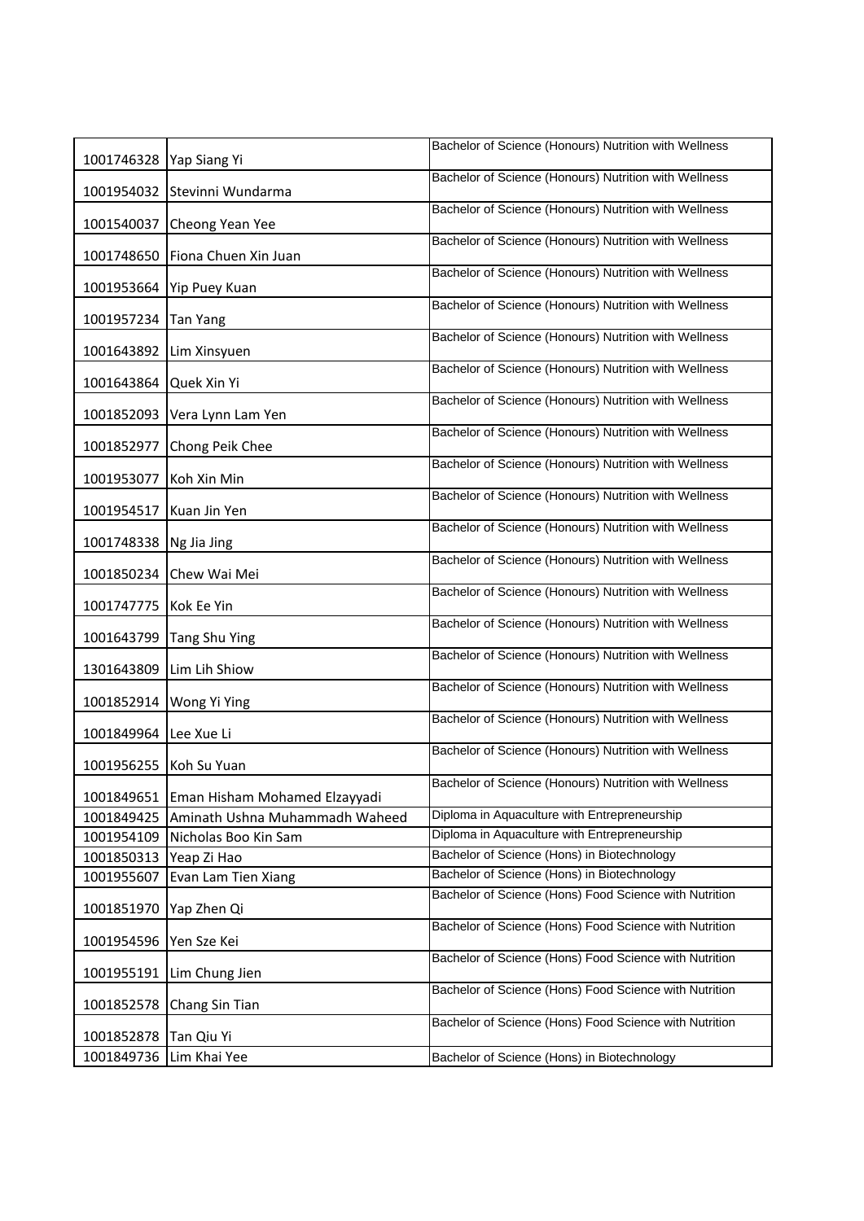| | | |
|---|---|---|
| 1001746328 | Yap Siang Yi | Bachelor of Science (Honours) Nutrition with Wellness |
| 1001954032 | Stevinni Wundarma | Bachelor of Science (Honours) Nutrition with Wellness |
| 1001540037 | Cheong Yean Yee | Bachelor of Science (Honours) Nutrition with Wellness |
| 1001748650 | Fiona Chuen Xin Juan | Bachelor of Science (Honours) Nutrition with Wellness |
| 1001953664 | Yip Puey Kuan | Bachelor of Science (Honours) Nutrition with Wellness |
| 1001957234 | Tan Yang | Bachelor of Science (Honours) Nutrition with Wellness |
| 1001643892 | Lim Xinsyuen | Bachelor of Science (Honours) Nutrition with Wellness |
| 1001643864 | Quek Xin Yi | Bachelor of Science (Honours) Nutrition with Wellness |
| 1001852093 | Vera Lynn Lam Yen | Bachelor of Science (Honours) Nutrition with Wellness |
| 1001852977 | Chong Peik Chee | Bachelor of Science (Honours) Nutrition with Wellness |
| 1001953077 | Koh Xin Min | Bachelor of Science (Honours) Nutrition with Wellness |
| 1001954517 | Kuan Jin Yen | Bachelor of Science (Honours) Nutrition with Wellness |
| 1001748338 | Ng Jia Jing | Bachelor of Science (Honours) Nutrition with Wellness |
| 1001850234 | Chew Wai Mei | Bachelor of Science (Honours) Nutrition with Wellness |
| 1001747775 | Kok Ee Yin | Bachelor of Science (Honours) Nutrition with Wellness |
| 1001643799 | Tang Shu Ying | Bachelor of Science (Honours) Nutrition with Wellness |
| 1301643809 | Lim Lih Shiow | Bachelor of Science (Honours) Nutrition with Wellness |
| 1001852914 | Wong Yi Ying | Bachelor of Science (Honours) Nutrition with Wellness |
| 1001849964 | Lee Xue Li | Bachelor of Science (Honours) Nutrition with Wellness |
| 1001956255 | Koh Su Yuan | Bachelor of Science (Honours) Nutrition with Wellness |
| 1001849651 | Eman Hisham Mohamed Elzayyadi | Bachelor of Science (Honours) Nutrition with Wellness |
| 1001849425 | Aminath Ushna Muhammadh Waheed | Diploma in Aquaculture with Entrepreneurship |
| 1001954109 | Nicholas Boo Kin Sam | Diploma in Aquaculture with Entrepreneurship |
| 1001850313 | Yeap Zi Hao | Bachelor of Science (Hons) in Biotechnology |
| 1001955607 | Evan Lam Tien Xiang | Bachelor of Science (Hons) in Biotechnology |
| 1001851970 | Yap Zhen Qi | Bachelor of Science (Hons) Food Science with Nutrition |
| 1001954596 | Yen Sze Kei | Bachelor of Science (Hons) Food Science with Nutrition |
| 1001955191 | Lim Chung Jien | Bachelor of Science (Hons) Food Science with Nutrition |
| 1001852578 | Chang Sin Tian | Bachelor of Science (Hons) Food Science with Nutrition |
| 1001852878 | Tan Qiu Yi | Bachelor of Science (Hons) Food Science with Nutrition |
| 1001849736 | Lim Khai Yee | Bachelor of Science (Hons) in Biotechnology |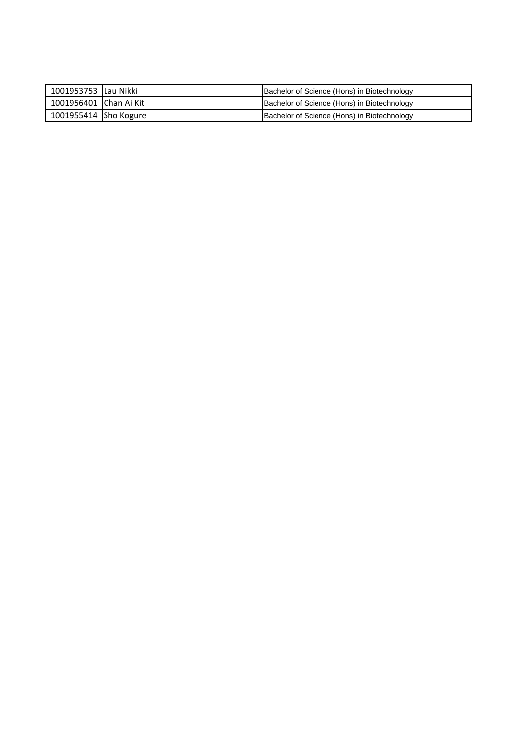| | | |
|---|---|---|
| 1001953753 | Lau Nikki | Bachelor of Science (Hons) in Biotechnology |
| 1001956401 | Chan Ai Kit | Bachelor of Science (Hons) in Biotechnology |
| 1001955414 | Sho Kogure | Bachelor of Science (Hons) in Biotechnology |